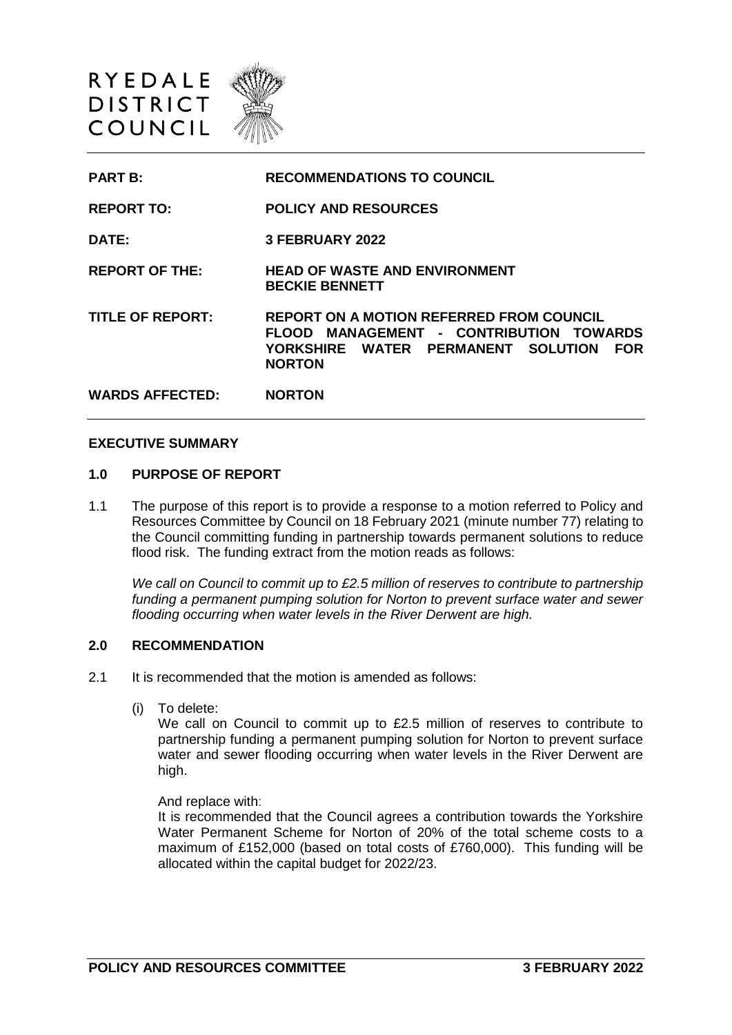RYEDALE DISTRICT COUNCIL

| | |
|---|---|
| **PART B:** | **RECOMMENDATIONS TO COUNCIL** |
| **REPORT TO:** | **POLICY AND RESOURCES** |
| **DATE:** | **3 FEBRUARY 2022** |
| **REPORT OF THE:** | **HEAD OF WASTE AND ENVIRONMENT**<br>**BECKIE BENNETT** |
| **TITLE OF REPORT:** | **REPORT ON A MOTION REFERRED FROM COUNCIL FLOOD MANAGEMENT - CONTRIBUTION TOWARDS YORKSHIRE WATER PERMANENT SOLUTION FOR NORTON** |
| **WARDS AFFECTED:** | **NORTON** |

## EXECUTIVE SUMMARY

### 1.0 PURPOSE OF REPORT

1.1 The purpose of this report is to provide a response to a motion referred to Policy and Resources Committee by Council on 18 February 2021 (minute number 77) relating to the Council committing funding in partnership towards permanent solutions to reduce flood risk. The funding extract from the motion reads as follows:

*We call on Council to commit up to £2.5 million of reserves to contribute to partnership funding a permanent pumping solution for Norton to prevent surface water and sewer flooding occurring when water levels in the River Derwent are high.*

### 2.0 RECOMMENDATION

2.1 It is recommended that the motion is amended as follows:

(i) To delete:

We call on Council to commit up to £2.5 million of reserves to contribute to partnership funding a permanent pumping solution for Norton to prevent surface water and sewer flooding occurring when water levels in the River Derwent are high.

And replace with:

It is recommended that the Council agrees a contribution towards the Yorkshire Water Permanent Scheme for Norton of 20% of the total scheme costs to a maximum of £152,000 (based on total costs of £760,000). This funding will be allocated within the capital budget for 2022/23.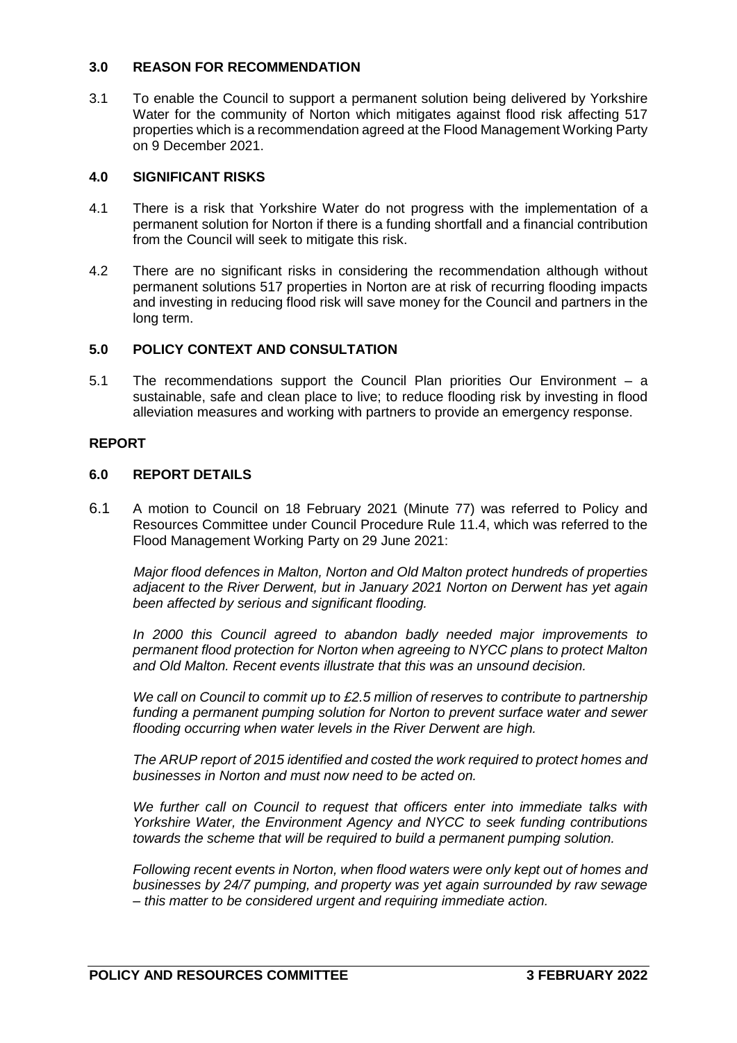## 3.0 REASON FOR RECOMMENDATION

3.1 To enable the Council to support a permanent solution being delivered by Yorkshire Water for the community of Norton which mitigates against flood risk affecting 517 properties which is a recommendation agreed at the Flood Management Working Party on 9 December 2021.

## 4.0 SIGNIFICANT RISKS

4.1 There is a risk that Yorkshire Water do not progress with the implementation of a permanent solution for Norton if there is a funding shortfall and a financial contribution from the Council will seek to mitigate this risk.

4.2 There are no significant risks in considering the recommendation although without permanent solutions 517 properties in Norton are at risk of recurring flooding impacts and investing in reducing flood risk will save money for the Council and partners in the long term.

## 5.0 POLICY CONTEXT AND CONSULTATION

5.1 The recommendations support the Council Plan priorities Our Environment – a sustainable, safe and clean place to live; to reduce flooding risk by investing in flood alleviation measures and working with partners to provide an emergency response.

## REPORT

## 6.0 REPORT DETAILS

6.1 A motion to Council on 18 February 2021 (Minute 77) was referred to Policy and Resources Committee under Council Procedure Rule 11.4, which was referred to the Flood Management Working Party on 29 June 2021:

*Major flood defences in Malton, Norton and Old Malton protect hundreds of properties adjacent to the River Derwent, but in January 2021 Norton on Derwent has yet again been affected by serious and significant flooding.*

*In 2000 this Council agreed to abandon badly needed major improvements to permanent flood protection for Norton when agreeing to NYCC plans to protect Malton and Old Malton. Recent events illustrate that this was an unsound decision.*

*We call on Council to commit up to £2.5 million of reserves to contribute to partnership funding a permanent pumping solution for Norton to prevent surface water and sewer flooding occurring when water levels in the River Derwent are high.*

*The ARUP report of 2015 identified and costed the work required to protect homes and businesses in Norton and must now need to be acted on.*

*We further call on Council to request that officers enter into immediate talks with Yorkshire Water, the Environment Agency and NYCC to seek funding contributions towards the scheme that will be required to build a permanent pumping solution.*

*Following recent events in Norton, when flood waters were only kept out of homes and businesses by 24/7 pumping, and property was yet again surrounded by raw sewage – this matter to be considered urgent and requiring immediate action.*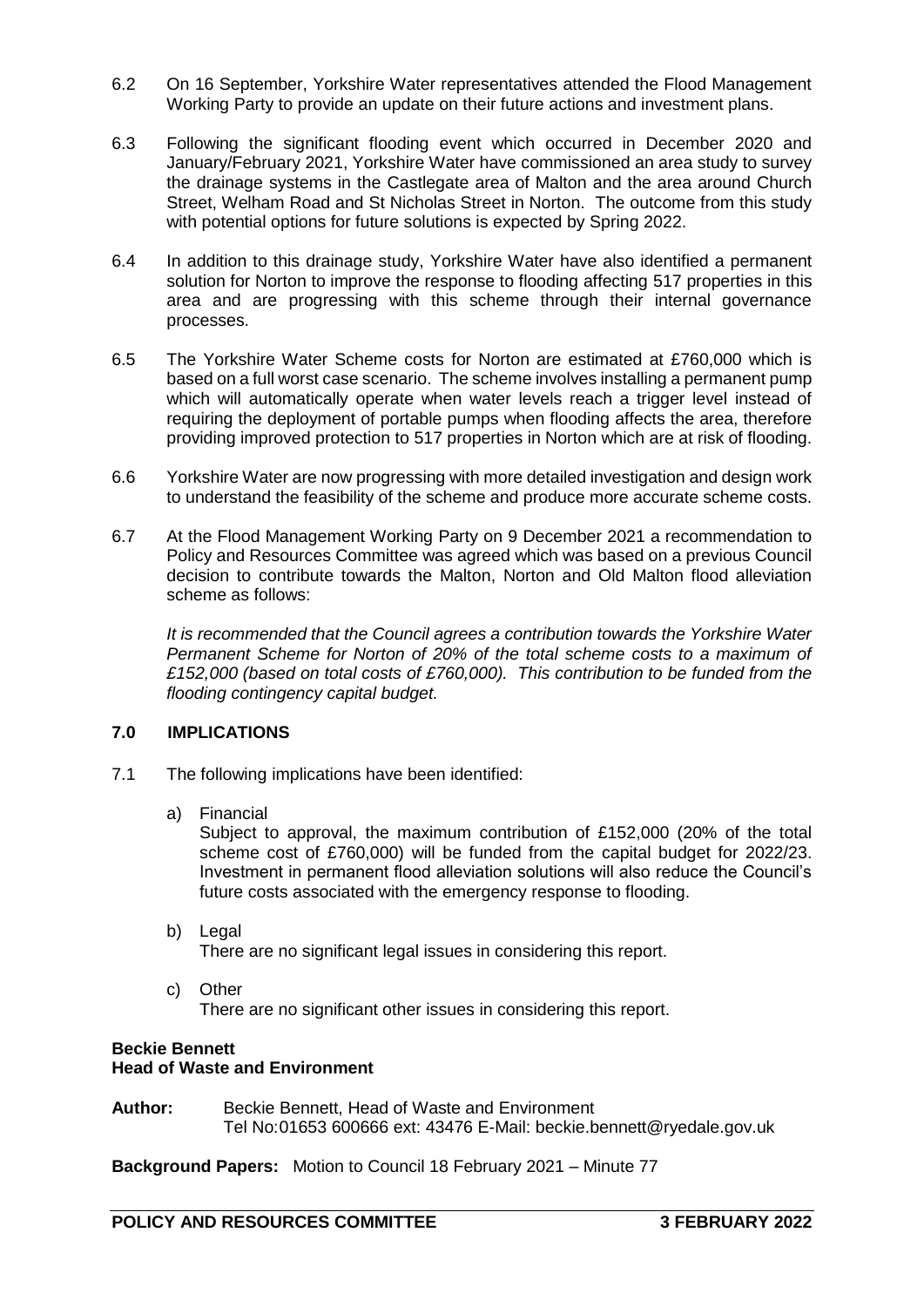6.2 On 16 September, Yorkshire Water representatives attended the Flood Management Working Party to provide an update on their future actions and investment plans.

6.3 Following the significant flooding event which occurred in December 2020 and January/February 2021, Yorkshire Water have commissioned an area study to survey the drainage systems in the Castlegate area of Malton and the area around Church Street, Welham Road and St Nicholas Street in Norton. The outcome from this study with potential options for future solutions is expected by Spring 2022.

6.4 In addition to this drainage study, Yorkshire Water have also identified a permanent solution for Norton to improve the response to flooding affecting 517 properties in this area and are progressing with this scheme through their internal governance processes.

6.5 The Yorkshire Water Scheme costs for Norton are estimated at £760,000 which is based on a full worst case scenario. The scheme involves installing a permanent pump which will automatically operate when water levels reach a trigger level instead of requiring the deployment of portable pumps when flooding affects the area, therefore providing improved protection to 517 properties in Norton which are at risk of flooding.

6.6 Yorkshire Water are now progressing with more detailed investigation and design work to understand the feasibility of the scheme and produce more accurate scheme costs.

6.7 At the Flood Management Working Party on 9 December 2021 a recommendation to Policy and Resources Committee was agreed which was based on a previous Council decision to contribute towards the Malton, Norton and Old Malton flood alleviation scheme as follows:

*It is recommended that the Council agrees a contribution towards the Yorkshire Water Permanent Scheme for Norton of 20% of the total scheme costs to a maximum of £152,000 (based on total costs of £760,000). This contribution to be funded from the flooding contingency capital budget.*

## 7.0 IMPLICATIONS

7.1 The following implications have been identified:

a) Financial
Subject to approval, the maximum contribution of £152,000 (20% of the total scheme cost of £760,000) will be funded from the capital budget for 2022/23. Investment in permanent flood alleviation solutions will also reduce the Council's future costs associated with the emergency response to flooding.

b) Legal
There are no significant legal issues in considering this report.

c) Other
There are no significant other issues in considering this report.

**Beckie Bennett**
**Head of Waste and Environment**

**Author:** Beckie Bennett, Head of Waste and Environment
Tel No:01653 600666 ext: 43476 E-Mail: beckie.bennett@ryedale.gov.uk

**Background Papers:** Motion to Council 18 February 2021 – Minute 77